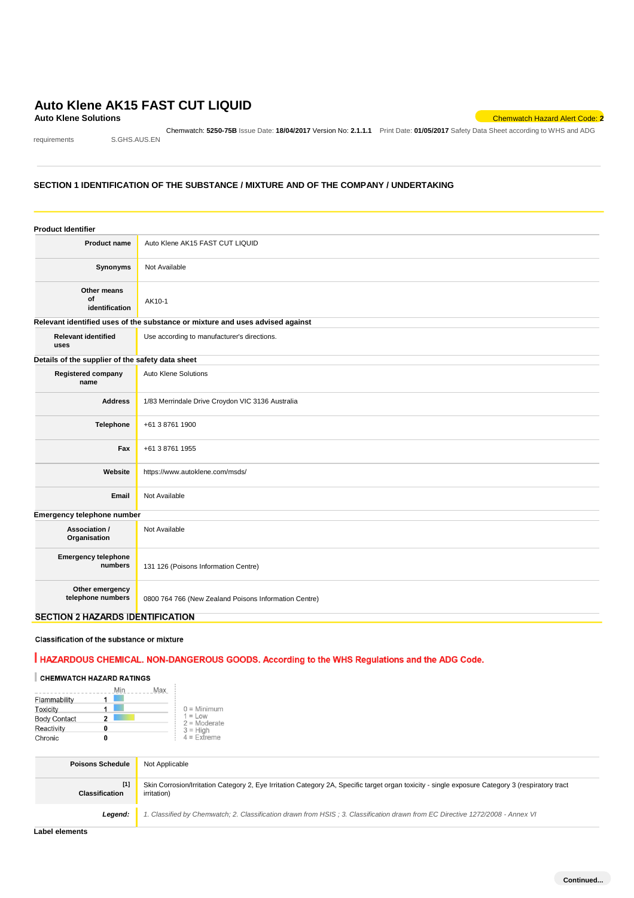# Auto Klene AK15 FAST CUT LIQUID

**Auto Klene Solutions**

Chemwatch Hazard Alert Code: **2**

Chemwatch: **5250-75B** Issue Date: **18/04/2017** Version No: **2.1.1.1** Print Date: **01/05/2017** Safety Data Sheet according to WHS and ADG requirements S.GHS.AUS.EN

## SECTION 1 IDENTIFICATION OF THE SUBSTANCE / MIXTURE AND OF THE COMPANY / UNDERTAKING

### Product Identifier

| | |
|---|---|
| **Product name** | Auto Klene AK15 FAST CUT LIQUID |
| **Synonyms** | Not Available |
| **Other means of identification** | AK10-1 |

### Relevant identified uses of the substance or mixture and uses advised against

| | |
|---|---|
| **Relevant identified uses** | Use according to manufacturer's directions. |

### Details of the supplier of the safety data sheet

| | |
|---|---|
| **Registered company name** | Auto Klene Solutions |
| **Address** | 1/83 Merrindale Drive Croydon VIC 3136 Australia |
| **Telephone** | +61 3 8761 1900 |
| **Fax** | +61 3 8761 1955 |
| **Website** | https://www.autoklene.com/msds/ |
| **Email** | Not Available |

### Emergency telephone number

| | |
|---|---|
| **Association / Organisation** | Not Available |
| **Emergency telephone numbers** | 131 126 (Poisons Information Centre) |
| **Other emergency telephone numbers** | 0800 764 766 (New Zealand Poisons Information Centre) |

## SECTION 2 HAZARDS IDENTIFICATION

### Classification of the substance or mixture

**HAZARDOUS CHEMICAL. NON-DANGEROUS GOODS. According to the WHS Regulations and the ADG Code.**

**CHEMWATCH HAZARD RATINGS**

| | | Min | Max |
|---|---|---|---|
| Flammability | 1 | | |
| Toxicity | 1 | | |
| Body Contact | 2 | | |
| Reactivity | 0 | | |
| Chronic | 0 | | |

0 = Minimum
1 = Low
2 = Moderate
3 = High
4 = Extreme

| | |
|---|---|
| **Poisons Schedule** | Not Applicable |
| **Classification** [1] | Skin Corrosion/Irritation Category 2, Eye Irritation Category 2A, Specific target organ toxicity - single exposure Category 3 (respiratory tract irritation) |
| ***Legend:*** | *1. Classified by Chemwatch; 2. Classification drawn from HSIS ; 3. Classification drawn from EC Directive 1272/2008 - Annex VI* |

### Label elements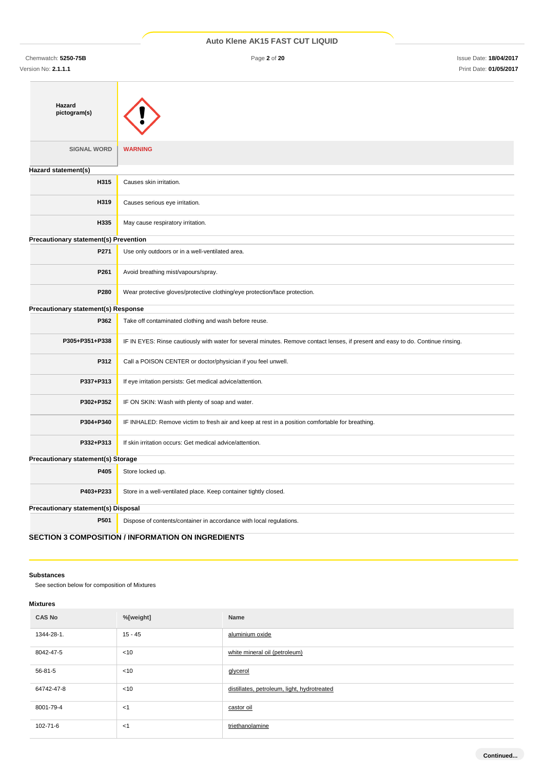| | |
|---|---|
| **Hazard pictogram(s)** | |
| SIGNAL WORD | **WARNING** |

**Hazard statement(s)**

| | |
|---|---|
| **H315** | Causes skin irritation. |
| **H319** | Causes serious eye irritation. |
| **H335** | May cause respiratory irritation. |

**Precautionary statement(s) Prevention**

| | |
|---|---|
| **P271** | Use only outdoors or in a well-ventilated area. |
| **P261** | Avoid breathing mist/vapours/spray. |
| **P280** | Wear protective gloves/protective clothing/eye protection/face protection. |

**Precautionary statement(s) Response**

| | |
|---|---|
| **P362** | Take off contaminated clothing and wash before reuse. |
| **P305+P351+P338** | IF IN EYES: Rinse cautiously with water for several minutes. Remove contact lenses, if present and easy to do. Continue rinsing. |
| **P312** | Call a POISON CENTER or doctor/physician if you feel unwell. |
| **P337+P313** | If eye irritation persists: Get medical advice/attention. |
| **P302+P352** | IF ON SKIN: Wash with plenty of soap and water. |
| **P304+P340** | IF INHALED: Remove victim to fresh air and keep at rest in a position comfortable for breathing. |
| **P332+P313** | If skin irritation occurs: Get medical advice/attention. |

**Precautionary statement(s) Storage**

| | |
|---|---|
| **P405** | Store locked up. |
| **P403+P233** | Store in a well-ventilated place. Keep container tightly closed. |

**Precautionary statement(s) Disposal**

| | |
|---|---|
| **P501** | Dispose of contents/container in accordance with local regulations. |

## SECTION 3 COMPOSITION / INFORMATION ON INGREDIENTS

**Substances**

See section below for composition of Mixtures

**Mixtures**

| CAS No | %[weight] | Name |
|---|---|---|
| 1344-28-1. | 15 - 45 | aluminium oxide |
| 8042-47-5 | <10 | white mineral oil (petroleum) |
| 56-81-5 | <10 | glycerol |
| 64742-47-8 | <10 | distillates, petroleum, light, hydrotreated |
| 8001-79-4 | <1 | castor oil |
| 102-71-6 | <1 | triethanolamine |

**Continued...**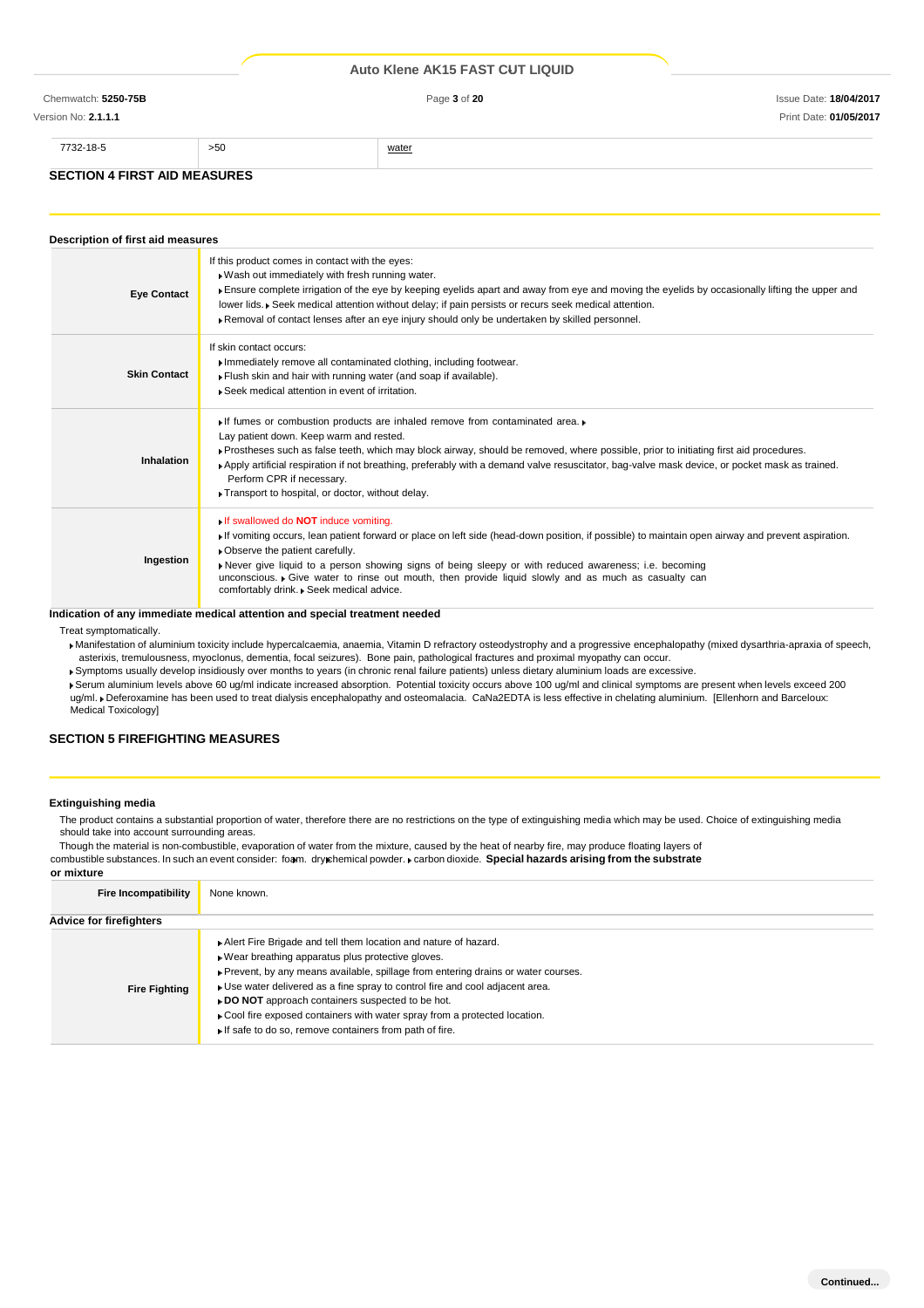| 7732-18-5 | >50 | water |
|---|---|---|

## SECTION 4 FIRST AID MEASURES

### Description of first aid measures

| | |
|---|---|
| **Eye Contact** | If this product comes in contact with the eyes:<br>▸ Wash out immediately with fresh running water.<br>▸ Ensure complete irrigation of the eye by keeping eyelids apart and away from eye and moving the eyelids by occasionally lifting the upper and lower lids. ▸ Seek medical attention without delay; if pain persists or recurs seek medical attention.<br>▸ Removal of contact lenses after an eye injury should only be undertaken by skilled personnel. |
| **Skin Contact** | If skin contact occurs:<br>▸ Immediately remove all contaminated clothing, including footwear.<br>▸ Flush skin and hair with running water (and soap if available).<br>▸ Seek medical attention in event of irritation. |
| **Inhalation** | ▸ If fumes or combustion products are inhaled remove from contaminated area. ▸ Lay patient down. Keep warm and rested.<br>▸ Prostheses such as false teeth, which may block airway, should be removed, where possible, prior to initiating first aid procedures.<br>▸ Apply artificial respiration if not breathing, preferably with a demand valve resuscitator, bag-valve mask device, or pocket mask as trained. Perform CPR if necessary.<br>▸ Transport to hospital, or doctor, without delay. |
| **Ingestion** | ▸ If swallowed do **NOT** induce vomiting.<br>▸ If vomiting occurs, lean patient forward or place on left side (head-down position, if possible) to maintain open airway and prevent aspiration.<br>▸ Observe the patient carefully.<br>▸ Never give liquid to a person showing signs of being sleepy or with reduced awareness; i.e. becoming unconscious. ▸ Give water to rinse out mouth, then provide liquid slowly and as much as casualty can comfortably drink. ▸ Seek medical advice. |

### Indication of any immediate medical attention and special treatment needed

Treat symptomatically.

- Manifestation of aluminium toxicity include hypercalcaemia, anaemia, Vitamin D refractory osteodystrophy and a progressive encephalopathy (mixed dysarthria-apraxia of speech, asterixis, tremulousness, myoclonus, dementia, focal seizures). Bone pain, pathological fractures and proximal myopathy can occur.
- Symptoms usually develop insidiously over months to years (in chronic renal failure patients) unless dietary aluminium loads are excessive.
- Serum aluminium levels above 60 ug/ml indicate increased absorption. Potential toxicity occurs above 100 ug/ml and clinical symptoms are present when levels exceed 200 ug/ml. ▸ Deferoxamine has been used to treat dialysis encephalopathy and osteomalacia. CaNa2EDTA is less effective in chelating aluminium. [Ellenhorn and Barceloux: Medical Toxicology]

## SECTION 5 FIREFIGHTING MEASURES

### Extinguishing media

The product contains a substantial proportion of water, therefore there are no restrictions on the type of extinguishing media which may be used. Choice of extinguishing media should take into account surrounding areas.

Though the material is non-combustible, evaporation of water from the mixture, caused by the heat of nearby fire, may produce floating layers of combustible substances. In such an event consider: ▸ foam. ▸ dry chemical powder. ▸ carbon dioxide.

### Special hazards arising from the substrate or mixture

| | |
|---|---|
| **Fire Incompatibility** | None known. |

### Advice for firefighters

| | |
|---|---|
| **Fire Fighting** | ▸ Alert Fire Brigade and tell them location and nature of hazard.<br>▸ Wear breathing apparatus plus protective gloves.<br>▸ Prevent, by any means available, spillage from entering drains or water courses.<br>▸ Use water delivered as a fine spray to control fire and cool adjacent area.<br>▸ **DO NOT** approach containers suspected to be hot.<br>▸ Cool fire exposed containers with water spray from a protected location.<br>▸ If safe to do so, remove containers from path of fire. |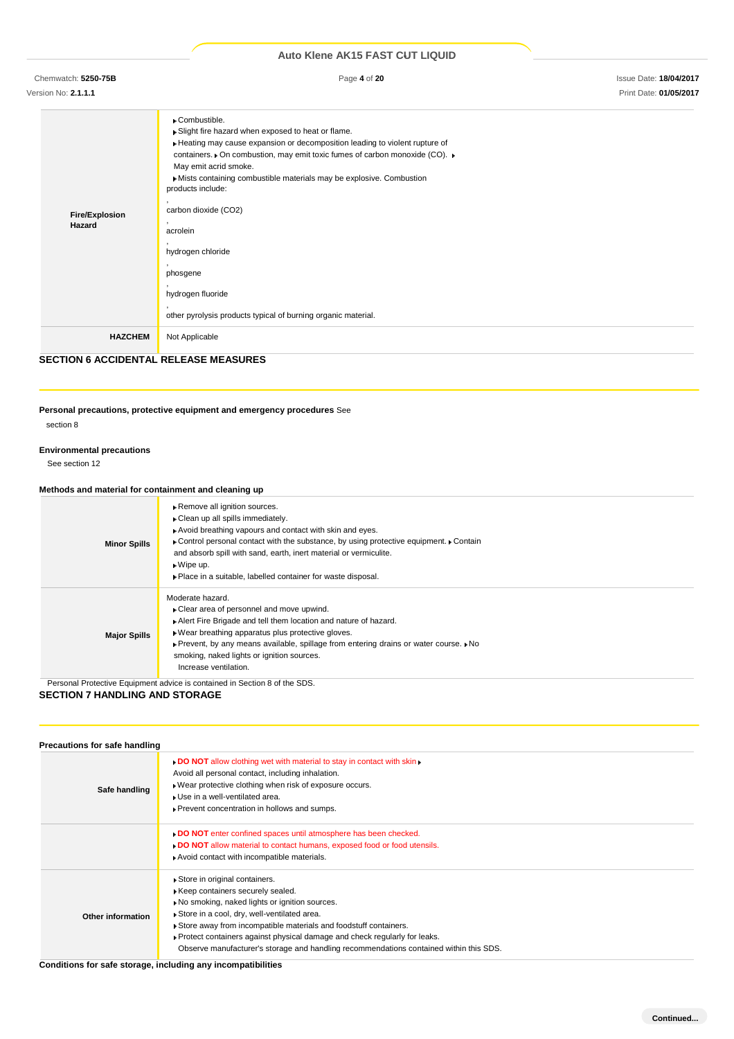| | |
|---|---|
| **Fire/Explosion Hazard** | ▸Combustible.<br>▸Slight fire hazard when exposed to heat or flame.<br>▸Heating may cause expansion or decomposition leading to violent rupture of containers. ▸On combustion, may emit toxic fumes of carbon monoxide (CO). ▸ May emit acrid smoke.<br>▸Mists containing combustible materials may be explosive. Combustion products include:<br>,<br>carbon dioxide ($CO_2$)<br>,<br>acrolein<br>,<br>hydrogen chloride<br>,<br>phosgene<br>,<br>hydrogen fluoride<br>,<br>other pyrolysis products typical of burning organic material. |
| **HAZCHEM** | Not Applicable |

## SECTION 6 ACCIDENTAL RELEASE MEASURES

**Personal precautions, protective equipment and emergency procedures** See section 8

**Environmental precautions**

See section 12

**Methods and material for containment and cleaning up**

| | |
|---|---|
| **Minor Spills** | ▸Remove all ignition sources.<br>▸Clean up all spills immediately.<br>▸Avoid breathing vapours and contact with skin and eyes.<br>▸Control personal contact with the substance, by using protective equipment. ▸Contain and absorb spill with sand, earth, inert material or vermiculite.<br>▸Wipe up.<br>▸Place in a suitable, labelled container for waste disposal. |
| **Major Spills** | Moderate hazard.<br>▸Clear area of personnel and move upwind.<br>▸Alert Fire Brigade and tell them location and nature of hazard.<br>▸Wear breathing apparatus plus protective gloves.<br>▸Prevent, by any means available, spillage from entering drains or water course. ▸No smoking, naked lights or ignition sources.<br>Increase ventilation. |

Personal Protective Equipment advice is contained in Section 8 of the SDS.

## SECTION 7 HANDLING AND STORAGE

**Precautions for safe handling**

| | |
|---|---|
| **Safe handling** | ▸**DO NOT** allow clothing wet with material to stay in contact with skin ▸ Avoid all personal contact, including inhalation.<br>▸Wear protective clothing when risk of exposure occurs.<br>▸Use in a well-ventilated area.<br>▸Prevent concentration in hollows and sumps. |
| | ▸**DO NOT** enter confined spaces until atmosphere has been checked.<br>▸**DO NOT** allow material to contact humans, exposed food or food utensils.<br>▸Avoid contact with incompatible materials. |
| **Other information** | ▸Store in original containers.<br>▸Keep containers securely sealed.<br>▸No smoking, naked lights or ignition sources.<br>▸Store in a cool, dry, well-ventilated area.<br>▸Store away from incompatible materials and foodstuff containers.<br>▸Protect containers against physical damage and check regularly for leaks.<br>Observe manufacturer's storage and handling recommendations contained within this SDS. |

**Conditions for safe storage, including any incompatibilities**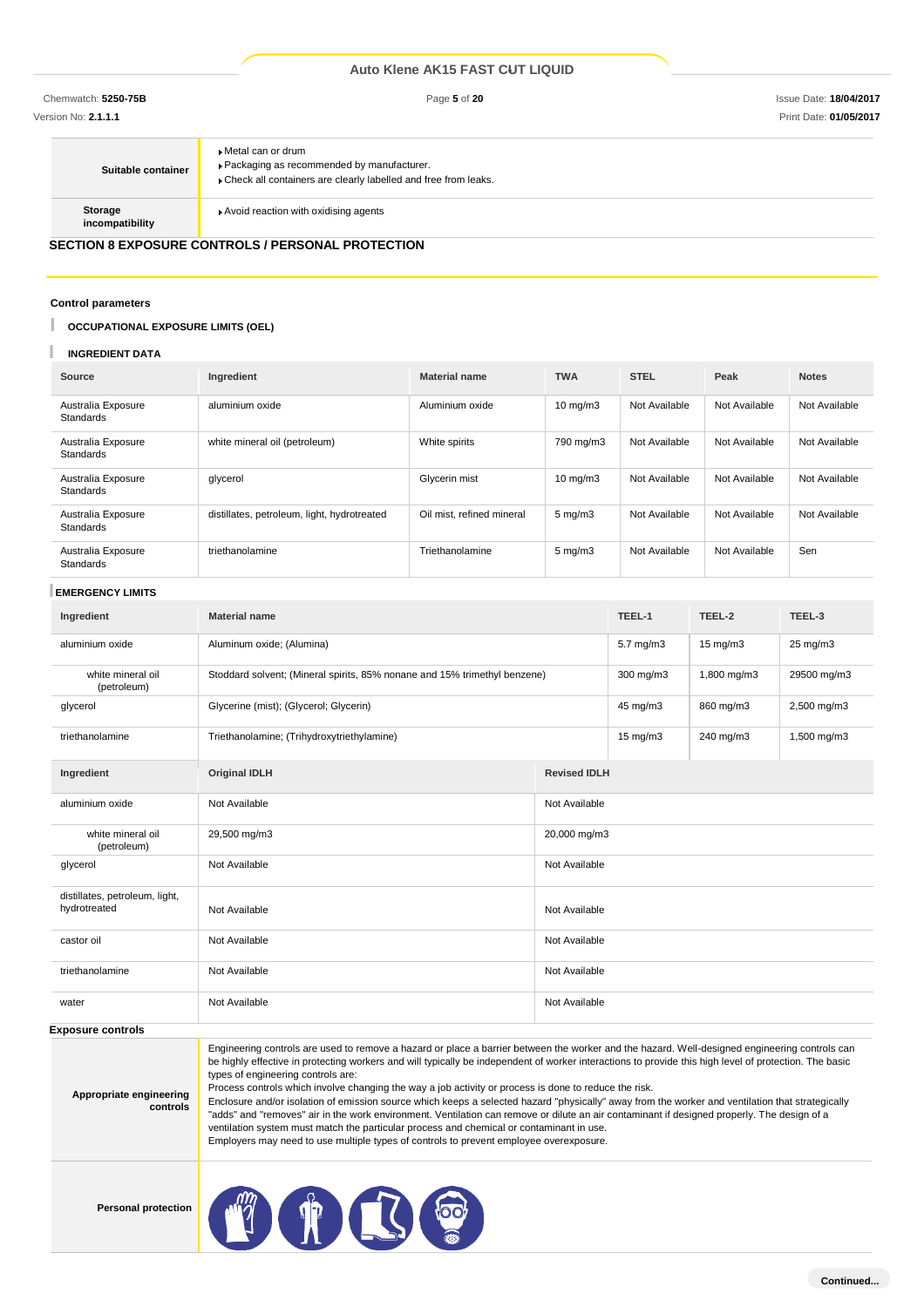| | |
|---|---|
| **Suitable container** | ▸ Metal can or drum<br>▸ Packaging as recommended by manufacturer.<br>▸ Check all containers are clearly labelled and free from leaks. |
| **Storage incompatibility** | ▸ Avoid reaction with oxidising agents |

## SECTION 8 EXPOSURE CONTROLS / PERSONAL PROTECTION

### Control parameters

#### OCCUPATIONAL EXPOSURE LIMITS (OEL)

#### INGREDIENT DATA

| Source | Ingredient | Material name | TWA | STEL | Peak | Notes |
|---|---|---|---|---|---|---|
| Australia Exposure Standards | aluminium oxide | Aluminium oxide | 10 mg/m3 | Not Available | Not Available | Not Available |
| Australia Exposure Standards | white mineral oil (petroleum) | White spirits | 790 mg/m3 | Not Available | Not Available | Not Available |
| Australia Exposure Standards | glycerol | Glycerin mist | 10 mg/m3 | Not Available | Not Available | Not Available |
| Australia Exposure Standards | distillates, petroleum, light, hydrotreated | Oil mist, refined mineral | 5 mg/m3 | Not Available | Not Available | Not Available |
| Australia Exposure Standards | triethanolamine | Triethanolamine | 5 mg/m3 | Not Available | Not Available | Sen |

#### EMERGENCY LIMITS

| Ingredient | Material name | TEEL-1 | TEEL-2 | TEEL-3 |
|---|---|---|---|---|
| aluminium oxide | Aluminum oxide; (Alumina) | 5.7 mg/m3 | 15 mg/m3 | 25 mg/m3 |
| white mineral oil (petroleum) | Stoddard solvent; (Mineral spirits, 85% nonane and 15% trimethyl benzene) | 300 mg/m3 | 1,800 mg/m3 | 29500 mg/m3 |
| glycerol | Glycerine (mist); (Glycerol; Glycerin) | 45 mg/m3 | 860 mg/m3 | 2,500 mg/m3 |
| triethanolamine | Triethanolamine; (Trihydroxytriethylamine) | 15 mg/m3 | 240 mg/m3 | 1,500 mg/m3 |

| Ingredient | Original IDLH | Revised IDLH |
|---|---|---|
| aluminium oxide | Not Available | Not Available |
| white mineral oil (petroleum) | 29,500 mg/m3 | 20,000 mg/m3 |
| glycerol | Not Available | Not Available |
| distillates, petroleum, light, hydrotreated | Not Available | Not Available |
| castor oil | Not Available | Not Available |
| triethanolamine | Not Available | Not Available |
| water | Not Available | Not Available |

### Exposure controls

| | |
|---|---|
| **Appropriate engineering controls** | Engineering controls are used to remove a hazard or place a barrier between the worker and the hazard. Well-designed engineering controls can be highly effective in protecting workers and will typically be independent of worker interactions to provide this high level of protection. The basic types of engineering controls are:<br>Process controls which involve changing the way a job activity or process is done to reduce the risk.<br>Enclosure and/or isolation of emission source which keeps a selected hazard "physically" away from the worker and ventilation that strategically "adds" and "removes" air in the work environment. Ventilation can remove or dilute an air contaminant if designed properly. The design of a ventilation system must match the particular process and chemical or contaminant in use.<br>Employers may need to use multiple types of controls to prevent employee overexposure. |
| **Personal protection** | |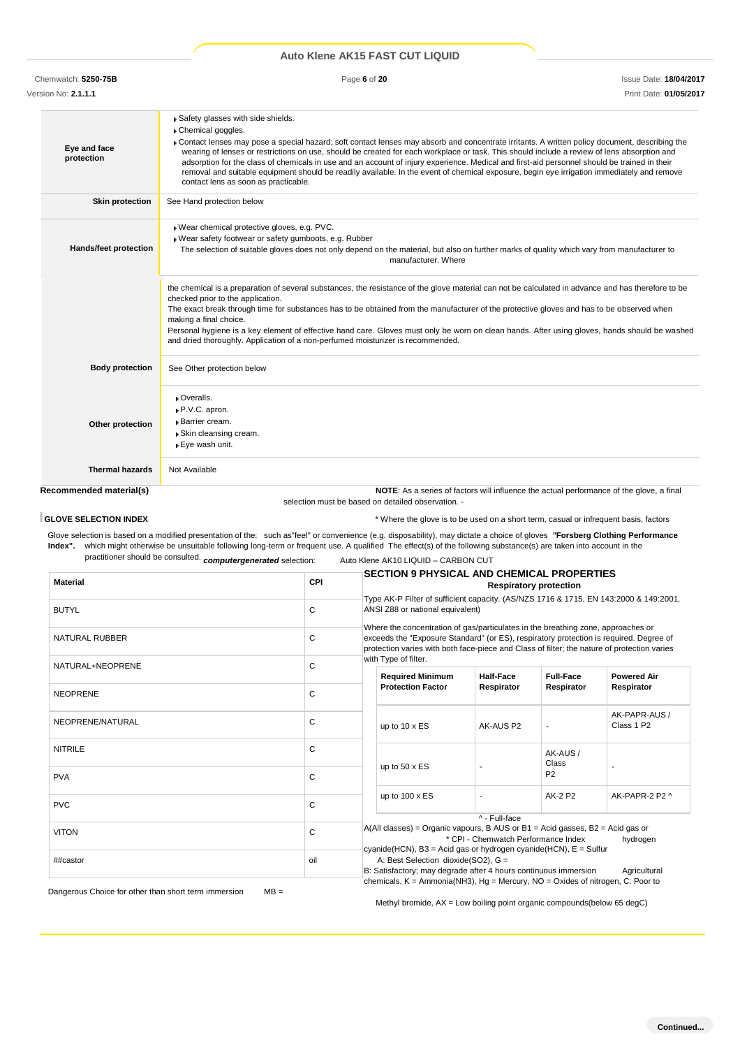| | |
|---|---|
| **Eye and face protection** | ▸ Safety glasses with side shields.<br>▸ Chemical goggles.<br>▸ Contact lenses may pose a special hazard; soft contact lenses may absorb and concentrate irritants. A written policy document, describing the wearing of lenses or restrictions on use, should be created for each workplace or task. This should include a review of lens absorption and adsorption for the class of chemicals in use and an account of injury experience. Medical and first-aid personnel should be trained in their removal and suitable equipment should be readily available. In the event of chemical exposure, begin eye irrigation immediately and remove contact lens as soon as practicable. |
| **Skin protection** | See Hand protection below |
| **Hands/feet protection** | ▸ Wear chemical protective gloves, e.g. PVC.<br>▸ Wear safety footwear or safety gumboots, e.g. Rubber<br>The selection of suitable gloves does not only depend on the material, but also on further marks of quality which vary from manufacturer to manufacturer. Where<br>the chemical is a preparation of several substances, the resistance of the glove material can not be calculated in advance and has therefore to be checked prior to the application.<br>The exact break through time for substances has to be obtained from the manufacturer of the protective gloves and has to be observed when making a final choice.<br>Personal hygiene is a key element of effective hand care. Gloves must only be worn on clean hands. After using gloves, hands should be washed and dried thoroughly. Application of a non-perfumed moisturizer is recommended. |
| **Body protection** | See Other protection below |
| **Other protection** | ▸ Overalls.<br>▸ P.V.C. apron.<br>▸ Barrier cream.<br>▸ Skin cleansing cream.<br>▸ Eye wash unit. |
| **Thermal hazards** | Not Available |

**Recommended material(s)**

**GLOVE SELECTION INDEX**

Glove selection is based on a modified presentation of the: **"Forsberg Clothing Performance Index".** The effect(s) of the following substance(s) are taken into account in the ***computergenerated*** selection: Auto Klene AK10 LIQUID – CARBON CUT

| Material | CPI |
|---|---|
| BUTYL | C |
| NATURAL RUBBER | C |
| NATURAL+NEOPRENE | C |
| NEOPRENE | C |
| NEOPRENE/NATURAL | C |
| NITRILE | C |
| PVA | C |
| PVC | C |
| VITON | C |
| ##castor | oil |

\* CPI - Chemwatch Performance Index

A: Best Selection

B: Satisfactory; may degrade after 4 hours continuous immersion

C: Poor to Dangerous Choice for other than short term immersion

**NOTE**: As a series of factors will influence the actual performance of the glove, a final selection must be based on detailed observation. -

\* Where the glove is to be used on a short term, casual or infrequent basis, factors such as"feel" or convenience (e.g. disposability), may dictate a choice of gloves which might otherwise be unsuitable following long-term or frequent use. A qualified practitioner should be consulted.

**Respiratory protection**

Type AK-P Filter of sufficient capacity. (AS/NZS 1716 & 1715, EN 143:2000 & 149:2001, ANSI Z88 or national equivalent)

Where the concentration of gas/particulates in the breathing zone, approaches or exceeds the "Exposure Standard" (or ES), respiratory protection is required. Degree of protection varies with both face-piece and Class of filter; the nature of protection varies with Type of filter.

| Required Minimum Protection Factor | Half-Face Respirator | Full-Face Respirator | Powered Air Respirator |
|---|---|---|---|
| up to 10 x ES | AK-AUS P2 | - | AK-PAPR-AUS / Class 1 P2 |
| up to 50 x ES | - | AK-AUS / Class P2 | - |
| up to 100 x ES | - | AK-2 P2 | AK-PAPR-2 P2 ^ |

^ - Full-face

A(All classes) = Organic vapours, B AUS or B1 = Acid gasses, B2 = Acid gas or hydrogen cyanide(HCN), B3 = Acid gas or hydrogen cyanide(HCN), E = Sulfur dioxide(SO2), G = Agricultural chemicals, K = Ammonia(NH3), Hg = Mercury, NO = Oxides of nitrogen, MB = Methyl bromide, AX = Low boiling point organic compounds(below 65 degC)

## SECTION 9 PHYSICAL AND CHEMICAL PROPERTIES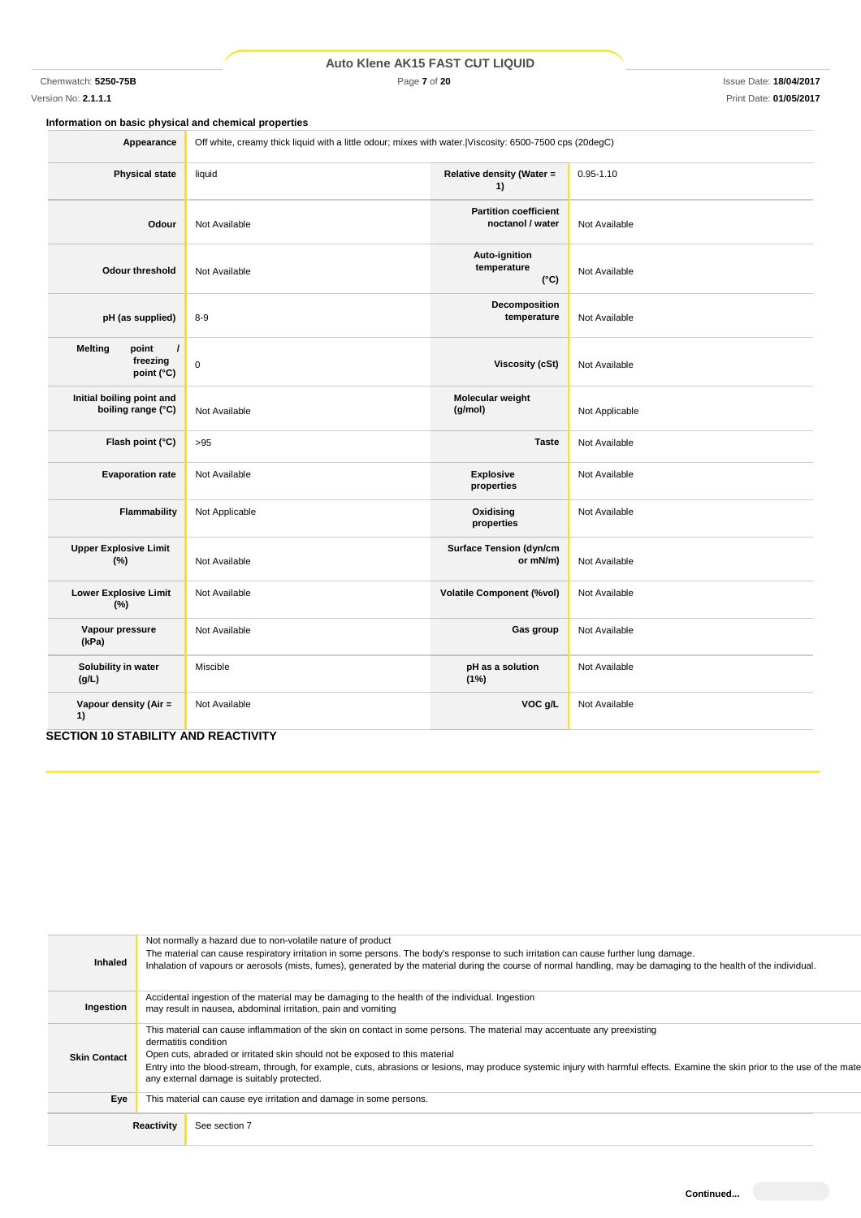### Information on basic physical and chemical properties

| | | | |
|---|---|---|---|
| **Appearance** | Off white, creamy thick liquid with a little odour; mixes with water.\|Viscosity: 6500-7500 cps (20degC) | | |
| **Physical state** | liquid | **Relative density (Water = 1)** | 0.95-1.10 |
| **Odour** | Not Available | **Partition coefficient noctanol / water** | Not Available |
| **Odour threshold** | Not Available | **Auto-ignition temperature (°C)** | Not Available |
| **pH (as supplied)** | 8-9 | **Decomposition temperature** | Not Available |
| **Melting point / freezing point (°C)** | 0 | **Viscosity (cSt)** | Not Available |
| **Initial boiling point and boiling range (°C)** | Not Available | **Molecular weight (g/mol)** | Not Applicable |
| **Flash point (°C)** | >95 | **Taste** | Not Available |
| **Evaporation rate** | Not Available | **Explosive properties** | Not Available |
| **Flammability** | Not Applicable | **Oxidising properties** | Not Available |
| **Upper Explosive Limit (%)** | Not Available | **Surface Tension (dyn/cm or mN/m)** | Not Available |
| **Lower Explosive Limit (%)** | Not Available | **Volatile Component (%vol)** | Not Available |
| **Vapour pressure (kPa)** | Not Available | **Gas group** | Not Available |
| **Solubility in water (g/L)** | Miscible | **pH as a solution (1%)** | Not Available |
| **Vapour density (Air = 1)** | Not Available | **VOC g/L** | Not Available |

## SECTION 10 STABILITY AND REACTIVITY

| | |
|---|---|
| **Inhaled** | Not normally a hazard due to non-volatile nature of product<br>The material can cause respiratory irritation in some persons. The body's response to such irritation can cause further lung damage.<br>Inhalation of vapours or aerosols (mists, fumes), generated by the material during the course of normal handling, may be damaging to the health of the individual. |
| **Ingestion** | Accidental ingestion of the material may be damaging to the health of the individual. Ingestion may result in nausea, abdominal irritation, pain and vomiting |
| **Skin Contact** | This material can cause inflammation of the skin on contact in some persons. The material may accentuate any preexisting dermatitis condition<br>Open cuts, abraded or irritated skin should not be exposed to this material<br>Entry into the blood-stream, through, for example, cuts, abrasions or lesions, may produce systemic injury with harmful effects. Examine the skin prior to the use of the mate any external damage is suitably protected. |
| **Eye** | This material can cause eye irritation and damage in some persons. |

| | |
|---|---|
| **Reactivity** | See section 7 |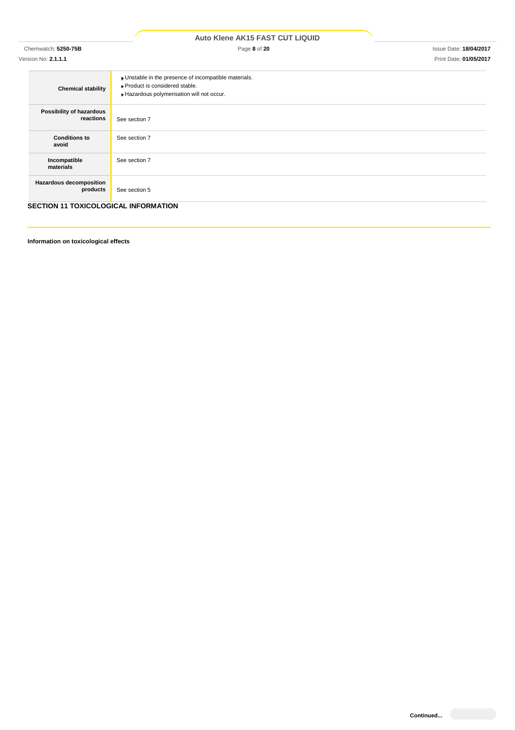| | |
|---|---|
| **Chemical stability** | ▸Unstable in the presence of incompatible materials.<br>▸Product is considered stable.<br>▸Hazardous polymerisation will not occur. |
| **Possibility of hazardous reactions** | See section 7 |
| **Conditions to avoid** | See section 7 |
| **Incompatible materials** | See section 7 |
| **Hazardous decomposition products** | See section 5 |

## SECTION 11 TOXICOLOGICAL INFORMATION

**Information on toxicological effects**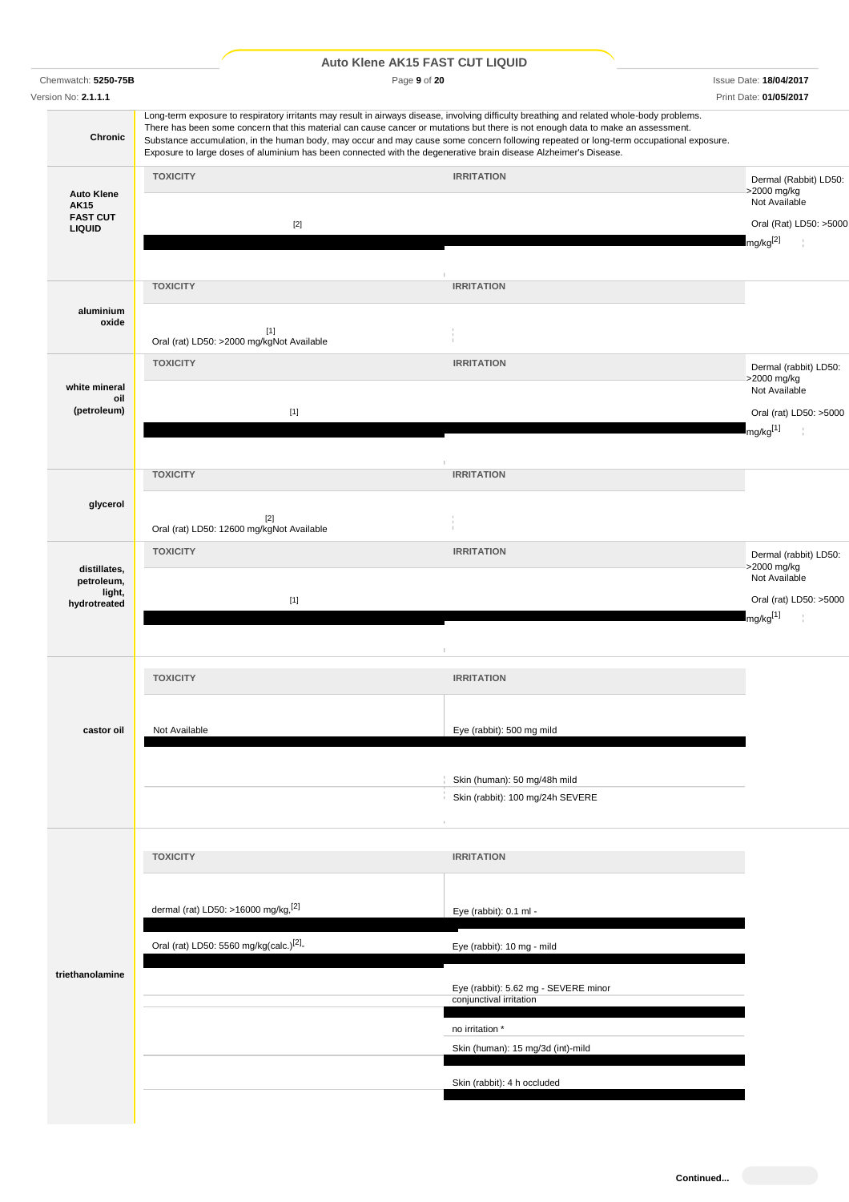| | |
|---|---|
| **Chronic** | Long-term exposure to respiratory irritants may result in airways disease, involving difficulty breathing and related whole-body problems. There has been some concern that this material can cause cancer or mutations but there is not enough data to make an assessment. Substance accumulation, in the human body, may occur and may cause some concern following repeated or long-term occupational exposure. Exposure to large doses of aluminium has been connected with the degenerative brain disease Alzheimer's Disease. |

| | TOXICITY | IRRITATION |
|---|---|---|
| **Auto Klene AK15 FAST CUT LIQUID** | Dermal (Rabbit) LD50: >2000 mg/kg [2] | Not Available |
| | Oral (Rat) LD50: >5000 mg/kg[2] | |
| **aluminium oxide** | Oral (rat) LD50: >2000 mg/kg[1] | Not Available |
| **white mineral oil (petroleum)** | Dermal (rabbit) LD50: >2000 mg/kg [1] | Not Available |
| | Oral (rat) LD50: >5000 mg/kg[1] | |
| **glycerol** | Oral (rat) LD50: 12600 mg/kg[2] | Not Available |
| **distillates, petroleum, light, hydrotreated** | Dermal (rabbit) LD50: >2000 mg/kg [1] | Not Available |
| | Oral (rat) LD50: >5000 mg/kg[1] | |
| **castor oil** | Not Available | Eye (rabbit): 500 mg mild |
| | | Skin (human): 50 mg/48h mild |
| | | Skin (rabbit): 100 mg/24h SEVERE |
| **triethanolamine** | dermal (rat) LD50: >16000 mg/kg,[2] | Eye (rabbit): 0.1 ml - |
| | Oral (rat) LD50: 5560 mg/kg(calc.)[2]. | Eye (rabbit): 10 mg - mild |
| | | Eye (rabbit): 5.62 mg - SEVERE minor conjunctival irritation |
| | | no irritation * |
| | | Skin (human): 15 mg/3d (int)-mild |
| | | Skin (rabbit): 4 h occluded |

Continued...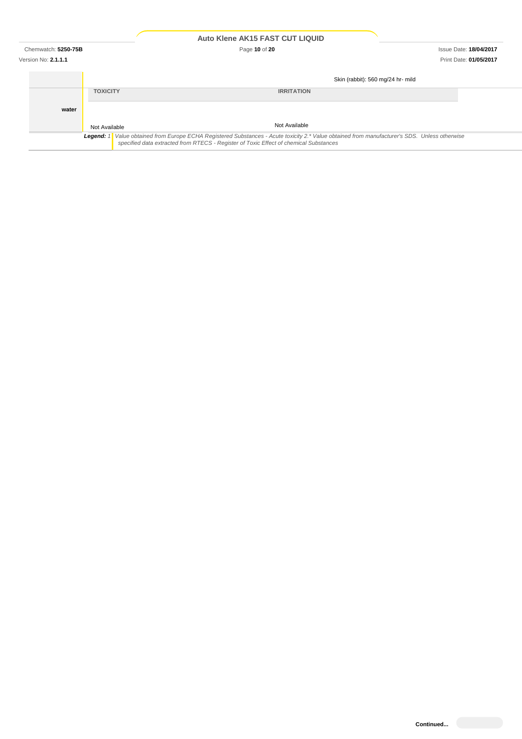| | | |
|---|---|---|
| | | Skin (rabbit): 560 mg/24 hr- mild |
| **water** | **TOXICITY** | **IRRITATION** |
| | Not Available | Not Available |

***Legend:*** *1. Value obtained from Europe ECHA Registered Substances - Acute toxicity 2.* Value obtained from manufacturer's SDS. Unless otherwise specified data extracted from RTECS - Register of Toxic Effect of chemical Substances*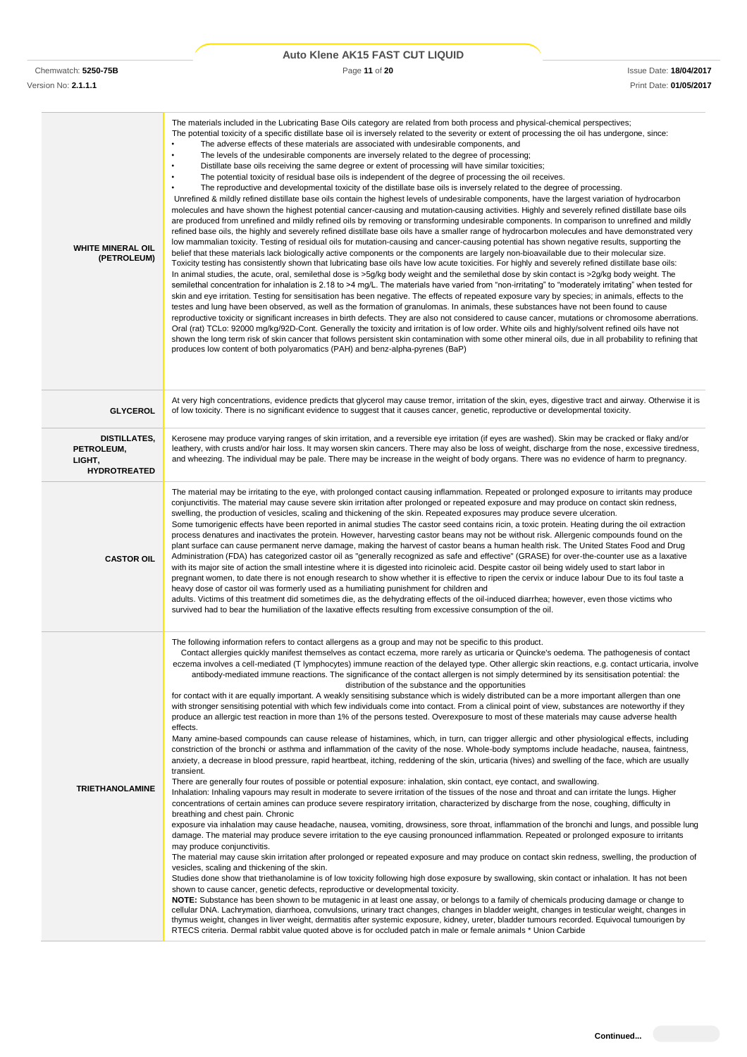| | |
|---|---|
| **WHITE MINERAL OIL (PETROLEUM)** | The materials included in the Lubricating Base Oils category are related from both process and physical-chemical perspectives;<br>The potential toxicity of a specific distillate base oil is inversely related to the severity or extent of processing the oil has undergone, since:<br>• The adverse effects of these materials are associated with undesirable components, and<br>• The levels of the undesirable components are inversely related to the degree of processing;<br>• Distillate base oils receiving the same degree or extent of processing will have similar toxicities;<br>• The potential toxicity of residual base oils is independent of the degree of processing the oil receives.<br>• The reproductive and developmental toxicity of the distillate base oils is inversely related to the degree of processing.<br>Unrefined & mildly refined distillate base oils contain the highest levels of undesirable components, have the largest variation of hydrocarbon molecules and have shown the highest potential cancer-causing and mutation-causing activities. Highly and severely refined distillate base oils are produced from unrefined and mildly refined oils by removing or transforming undesirable components. In comparison to unrefined and mildly refined base oils, the highly and severely refined distillate base oils have a smaller range of hydrocarbon molecules and have demonstrated very low mammalian toxicity. Testing of residual oils for mutation-causing and cancer-causing potential has shown negative results, supporting the belief that these materials lack biologically active components or the components are largely non-bioavailable due to their molecular size.<br>Toxicity testing has consistently shown that lubricating base oils have low acute toxicities. For highly and severely refined distillate base oils:<br>In animal studies, the acute, oral, semilethal dose is >5g/kg body weight and the semilethal dose by skin contact is >2g/kg body weight. The semilethal concentration for inhalation is 2.18 to >4 mg/L. The materials have varied from "non-irritating" to "moderately irritating" when tested for skin and eye irritation. Testing for sensitisation has been negative. The effects of repeated exposure vary by species; in animals, effects to the testes and lung have been observed, as well as the formation of granulomas. In animals, these substances have not been found to cause reproductive toxicity or significant increases in birth defects. They are also not considered to cause cancer, mutations or chromosome aberrations.<br>Oral (rat) TCLo: 92000 mg/kg/92D-Cont. Generally the toxicity and irritation is of low order. White oils and highly/solvent refined oils have not shown the long term risk of skin cancer that follows persistent skin contamination with some other mineral oils, due in all probability to refining that produces low content of both polyaromatics (PAH) and benz-alpha-pyrenes (BaP) |
| **GLYCEROL** | At very high concentrations, evidence predicts that glycerol may cause tremor, irritation of the skin, eyes, digestive tract and airway. Otherwise it is of low toxicity. There is no significant evidence to suggest that it causes cancer, genetic, reproductive or developmental toxicity. |
| **DISTILLATES, PETROLEUM, LIGHT, HYDROTREATED** | Kerosene may produce varying ranges of skin irritation, and a reversible eye irritation (if eyes are washed). Skin may be cracked or flaky and/or leathery, with crusts and/or hair loss. It may worsen skin cancers. There may also be loss of weight, discharge from the nose, excessive tiredness, and wheezing. The individual may be pale. There may be increase in the weight of body organs. There was no evidence of harm to pregnancy. |
| **CASTOR OIL** | The material may be irritating to the eye, with prolonged contact causing inflammation. Repeated or prolonged exposure to irritants may produce conjunctivitis. The material may cause severe skin irritation after prolonged or repeated exposure and may produce on contact skin redness, swelling, the production of vesicles, scaling and thickening of the skin. Repeated exposures may produce severe ulceration.<br>Some tumorigenic effects have been reported in animal studies The castor seed contains ricin, a toxic protein. Heating during the oil extraction process denatures and inactivates the protein. However, harvesting castor beans may not be without risk. Allergenic compounds found on the plant surface can cause permanent nerve damage, making the harvest of castor beans a human health risk. The United States Food and Drug Administration (FDA) has categorized castor oil as "generally recognized as safe and effective" (GRASE) for over-the-counter use as a laxative with its major site of action the small intestine where it is digested into ricinoleic acid. Despite castor oil being widely used to start labor in pregnant women, to date there is not enough research to show whether it is effective to ripen the cervix or induce labour Due to its foul taste a heavy dose of castor oil was formerly used as a humiliating punishment for children and<br>adults. Victims of this treatment did sometimes die, as the dehydrating effects of the oil-induced diarrhea; however, even those victims who survived had to bear the humiliation of the laxative effects resulting from excessive consumption of the oil. |
| **TRIETHANOLAMINE** | The following information refers to contact allergens as a group and may not be specific to this product.<br>Contact allergies quickly manifest themselves as contact eczema, more rarely as urticaria or Quincke's oedema. The pathogenesis of contact eczema involves a cell-mediated (T lymphocytes) immune reaction of the delayed type. Other allergic skin reactions, e.g. contact urticaria, involve antibody-mediated immune reactions. The significance of the contact allergen is not simply determined by its sensitisation potential: the distribution of the substance and the opportunities<br>for contact with it are equally important. A weakly sensitising substance which is widely distributed can be a more important allergen than one with stronger sensitising potential with which few individuals come into contact. From a clinical point of view, substances are noteworthy if they produce an allergic test reaction in more than 1% of the persons tested. Overexposure to most of these materials may cause adverse health effects.<br>Many amine-based compounds can cause release of histamines, which, in turn, can trigger allergic and other physiological effects, including constriction of the bronchi or asthma and inflammation of the cavity of the nose. Whole-body symptoms include headache, nausea, faintness, anxiety, a decrease in blood pressure, rapid heartbeat, itching, reddening of the skin, urticaria (hives) and swelling of the face, which are usually transient.<br>There are generally four routes of possible or potential exposure: inhalation, skin contact, eye contact, and swallowing.<br>Inhalation: Inhaling vapours may result in moderate to severe irritation of the tissues of the nose and throat and can irritate the lungs. Higher concentrations of certain amines can produce severe respiratory irritation, characterized by discharge from the nose, coughing, difficulty in breathing and chest pain. Chronic<br>exposure via inhalation may cause headache, nausea, vomiting, drowsiness, sore throat, inflammation of the bronchi and lungs, and possible lung damage. The material may produce severe irritation to the eye causing pronounced inflammation. Repeated or prolonged exposure to irritants may produce conjunctivitis.<br>The material may cause skin irritation after prolonged or repeated exposure and may produce on contact skin redness, swelling, the production of vesicles, scaling and thickening of the skin.<br>Studies done show that triethanolamine is of low toxicity following high dose exposure by swallowing, skin contact or inhalation. It has not been shown to cause cancer, genetic defects, reproductive or developmental toxicity.<br>**NOTE:** Substance has been shown to be mutagenic in at least one assay, or belongs to a family of chemicals producing damage or change to cellular DNA. Lachrymation, diarrhoea, convulsions, urinary tract changes, changes in bladder weight, changes in testicular weight, changes in thymus weight, changes in liver weight, dermatitis after systemic exposure, kidney, ureter, bladder tumours recorded. Equivocal tumourigen by RTECS criteria. Dermal rabbit value quoted above is for occluded patch in male or female animals * Union Carbide |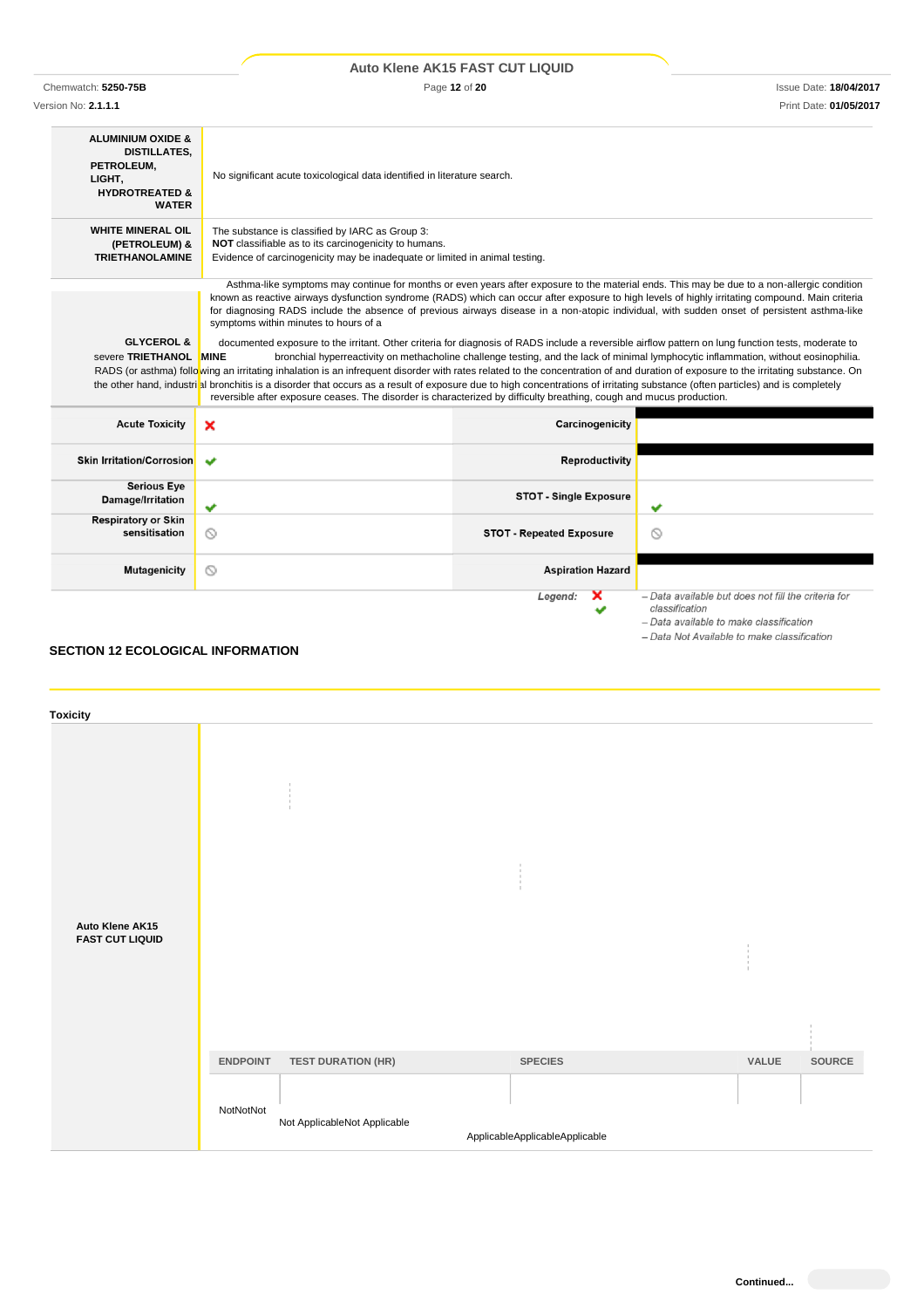| | |
|---|---|
| **ALUMINIUM OXIDE & DISTILLATES, PETROLEUM, LIGHT, HYDROTREATED & WATER** | No significant acute toxicological data identified in literature search. |
| **WHITE MINERAL OIL (PETROLEUM) & TRIETHANOLAMINE** | The substance is classified by IARC as Group 3: **NOT** classifiable as to its carcinogenicity to humans. Evidence of carcinogenicity may be inadequate or limited in animal testing. |
| **GLYCEROL & TRIETHANOLAMINE** | Asthma-like symptoms may continue for months or even years after exposure to the material ends. This may be due to a non-allergic condition known as reactive airways dysfunction syndrome (RADS) which can occur after exposure to high levels of highly irritating compound. Main criteria for diagnosing RADS include the absence of previous airways disease in a non-atopic individual, with sudden onset of persistent asthma-like symptoms within minutes to hours of a documented exposure to the irritant. Other criteria for diagnosis of RADS include a reversible airflow pattern on lung function tests, moderate to severe bronchial hyperreactivity on methacholine challenge testing, and the lack of minimal lymphocytic inflammation, without eosinophilia. RADS (or asthma) following an irritating inhalation is an infrequent disorder with rates related to the concentration of and duration of exposure to the irritating substance. On the other hand, industrial bronchitis is a disorder that occurs as a result of exposure due to high concentrations of irritating substance (often particles) and is completely reversible after exposure ceases. The disorder is characterized by difficulty breathing, cough and mucus production. |

| | | | |
|---|---|---|---|
| **Acute Toxicity** | ✘ | **Carcinogenicity** | |
| **Skin Irritation/Corrosion** | ✔ | **Reproductivity** | |
| **Serious Eye Damage/Irritation** | ✔ | **STOT - Single Exposure** | ✔ |
| **Respiratory or Skin sensitisation** | ⦸ | **STOT - Repeated Exposure** | ⦸ |
| **Mutagenicity** | ⦸ | **Aspiration Hazard** | |

*Legend:* ✘ *– Data available but does not fill the criteria for classification*
✔ *– Data available to make classification*
⦸ *– Data Not Available to make classification*

## SECTION 12 ECOLOGICAL INFORMATION

### Toxicity

| | ENDPOINT | TEST DURATION (HR) | SPECIES | VALUE | SOURCE |
|---|---|---|---|---|---|
| **Auto Klene AK15 FAST CUT LIQUID** | NotNotNot | Not ApplicableNot Applicable | ApplicableApplicableApplicable | | |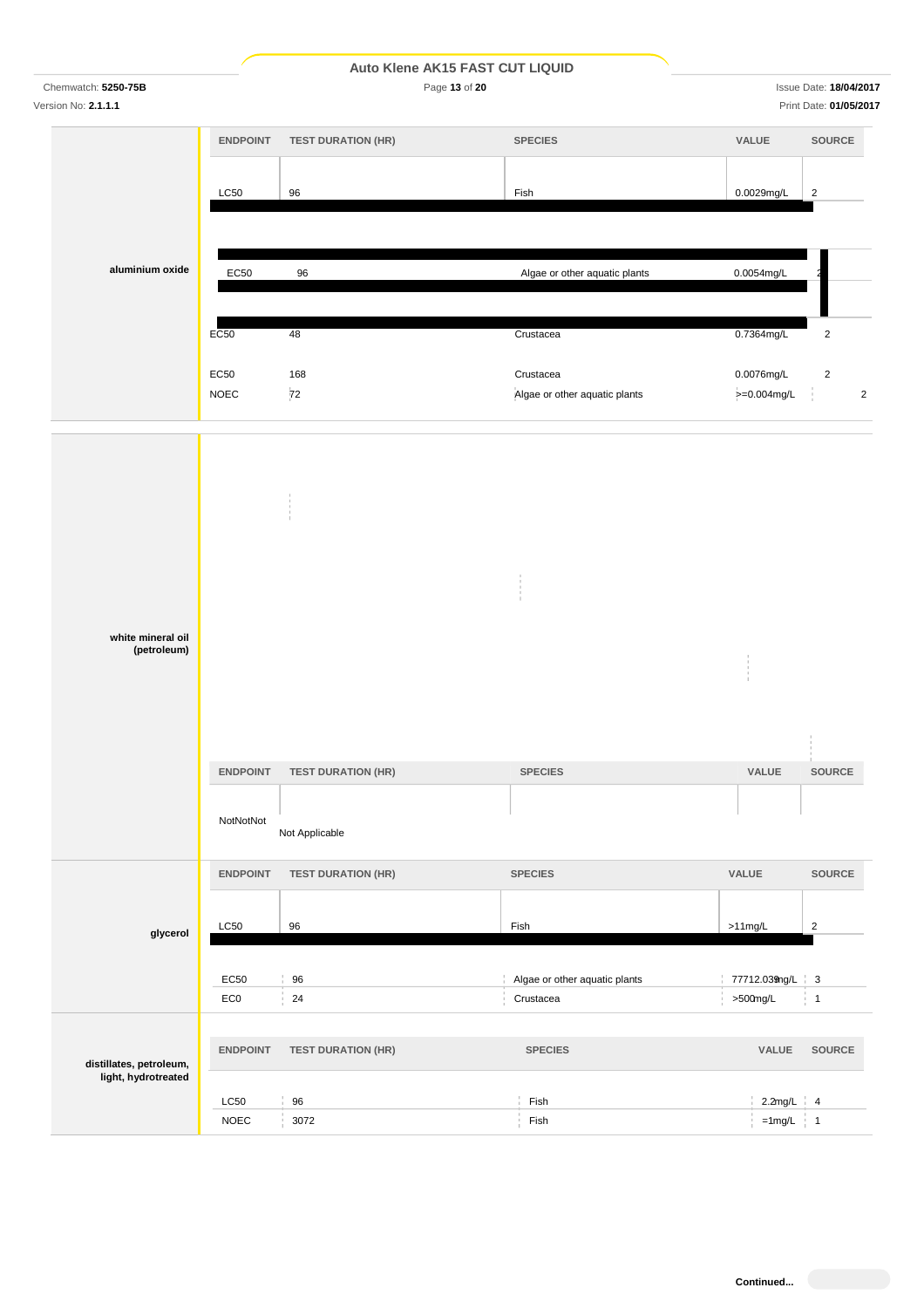**aluminium oxide**

| ENDPOINT | TEST DURATION (HR) | SPECIES | VALUE | SOURCE |
|---|---|---|---|---|
| LC50 | 96 | Fish | 0.0029mg/L | 2 |
| EC50 | 96 | Algae or other aquatic plants | 0.0054mg/L | 2 |
| EC50 | 48 | Crustacea | 0.7364mg/L | 2 |
| EC50 | 168 | Crustacea | 0.0076mg/L | 2 |
| NOEC | 72 | Algae or other aquatic plants | >=0.004mg/L | 2 |

**white mineral oil (petroleum)**

| ENDPOINT | TEST DURATION (HR) | SPECIES | VALUE | SOURCE |
|---|---|---|---|---|
| NotNotNot | Not Applicable | | | |

**glycerol**

| ENDPOINT | TEST DURATION (HR) | SPECIES | VALUE | SOURCE |
|---|---|---|---|---|
| LC50 | 96 | Fish | >11mg/L | 2 |
| EC50 | 96 | Algae or other aquatic plants | 77712.039mg/L | 3 |
| EC0 | 24 | Crustacea | >500mg/L | 1 |

**distillates, petroleum, light, hydrotreated**

| ENDPOINT | TEST DURATION (HR) | SPECIES | VALUE | SOURCE |
|---|---|---|---|---|
| LC50 | 96 | Fish | 2.2mg/L | 4 |
| NOEC | 3072 | Fish | =1mg/L | 1 |

Continued...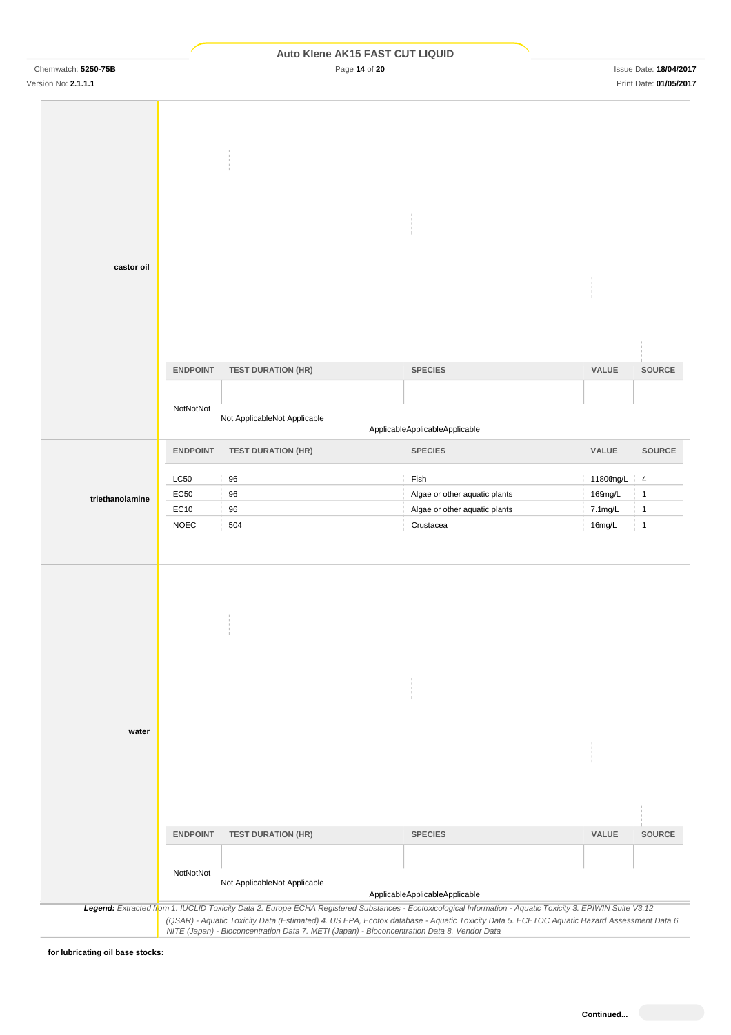**castor oil**

| ENDPOINT | TEST DURATION (HR) | SPECIES | VALUE | SOURCE |
|---|---|---|---|---|
| Not Applicable | Not Applicable | Not Applicable | Not Applicable | Not Applicable |

**triethanolamine**

| ENDPOINT | TEST DURATION (HR) | SPECIES | VALUE | SOURCE |
|---|---|---|---|---|
| LC50 | 96 | Fish | 11800mg/L | 4 |
| EC50 | 96 | Algae or other aquatic plants | 169mg/L | 1 |
| EC10 | 96 | Algae or other aquatic plants | 7.1mg/L | 1 |
| NOEC | 504 | Crustacea | 16mg/L | 1 |

**water**

| ENDPOINT | TEST DURATION (HR) | SPECIES | VALUE | SOURCE |
|---|---|---|---|---|
| Not Applicable | Not Applicable | Not Applicable | Not Applicable | Not Applicable |

***Legend:*** *Extracted from 1. IUCLID Toxicity Data 2. Europe ECHA Registered Substances - Ecotoxicological Information - Aquatic Toxicity 3. EPIWIN Suite V3.12 (QSAR) - Aquatic Toxicity Data (Estimated) 4. US EPA, Ecotox database - Aquatic Toxicity Data 5. ECETOC Aquatic Hazard Assessment Data 6. NITE (Japan) - Bioconcentration Data 7. METI (Japan) - Bioconcentration Data 8. Vendor Data*

**for lubricating oil base stocks:**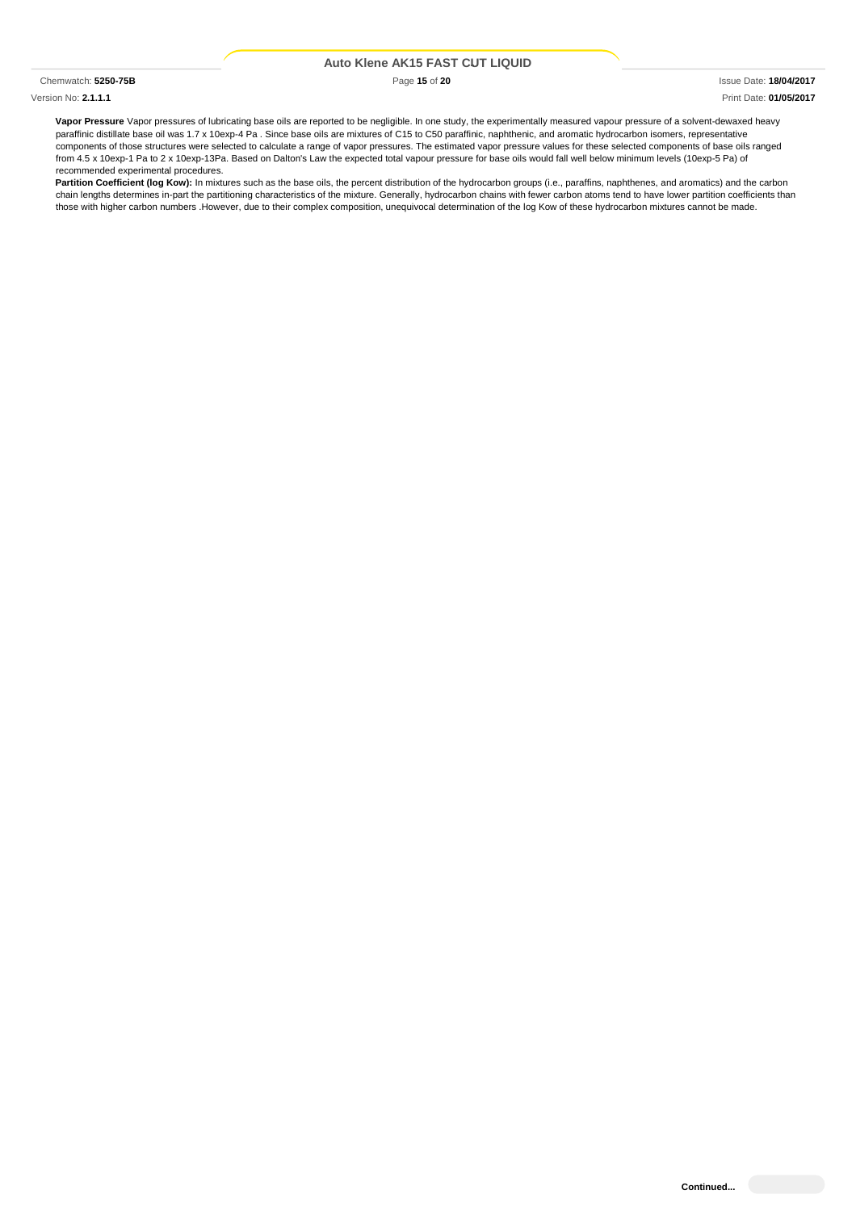**Vapor Pressure** Vapor pressures of lubricating base oils are reported to be negligible. In one study, the experimentally measured vapour pressure of a solvent-dewaxed heavy paraffinic distillate base oil was 1.7 x 10exp-4 Pa . Since base oils are mixtures of C15 to C50 paraffinic, naphthenic, and aromatic hydrocarbon isomers, representative components of those structures were selected to calculate a range of vapor pressures. The estimated vapor pressure values for these selected components of base oils ranged from 4.5 x 10exp-1 Pa to 2 x 10exp-13Pa. Based on Dalton's Law the expected total vapour pressure for base oils would fall well below minimum levels (10exp-5 Pa) of recommended experimental procedures.

**Partition Coefficient (log Kow):** In mixtures such as the base oils, the percent distribution of the hydrocarbon groups (i.e., paraffins, naphthenes, and aromatics) and the carbon chain lengths determines in-part the partitioning characteristics of the mixture. Generally, hydrocarbon chains with fewer carbon atoms tend to have lower partition coefficients than those with higher carbon numbers .However, due to their complex composition, unequivocal determination of the log Kow of these hydrocarbon mixtures cannot be made.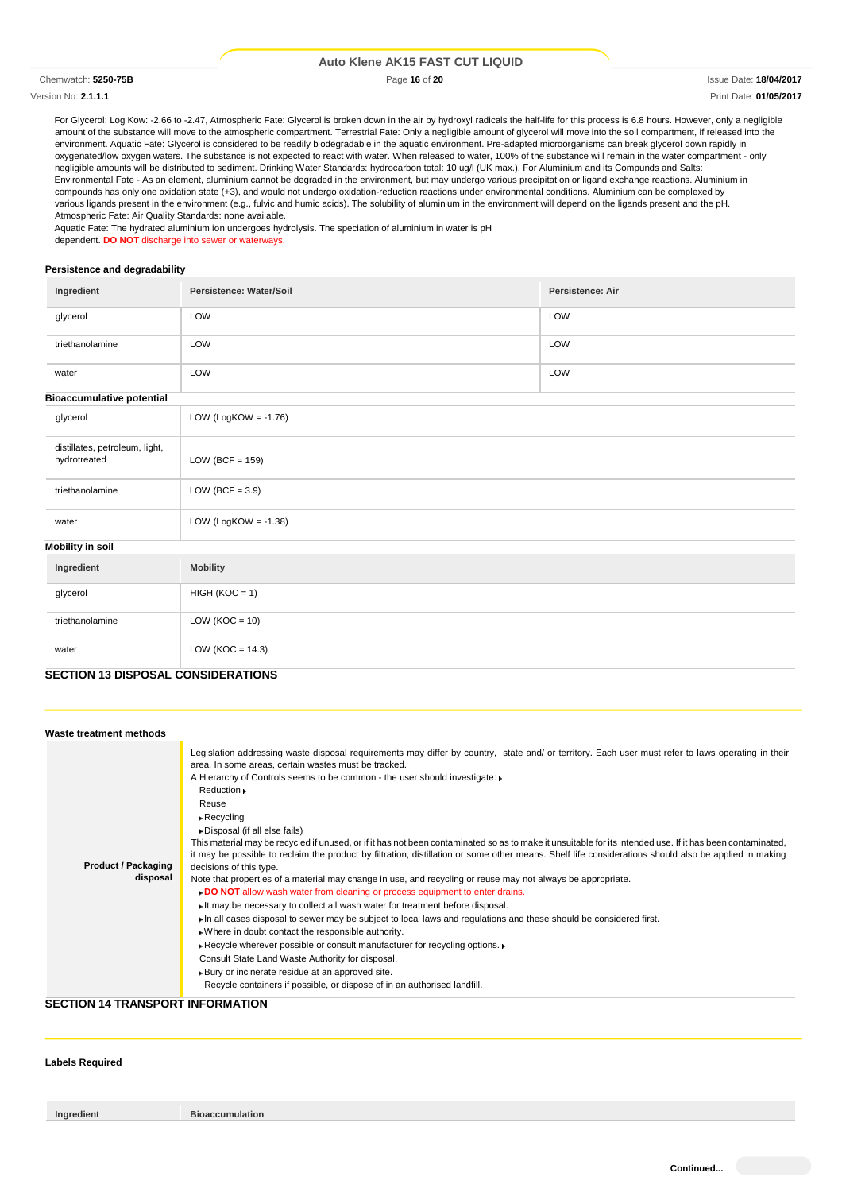For Glycerol: Log Kow: -2.66 to -2.47, Atmospheric Fate: Glycerol is broken down in the air by hydroxyl radicals the half-life for this process is 6.8 hours. However, only a negligible amount of the substance will move to the atmospheric compartment. Terrestrial Fate: Only a negligible amount of glycerol will move into the soil compartment, if released into the environment. Aquatic Fate: Glycerol is considered to be readily biodegradable in the aquatic environment. Pre-adapted microorganisms can break glycerol down rapidly in oxygenated/low oxygen waters. The substance is not expected to react with water. When released to water, 100% of the substance will remain in the water compartment - only negligible amounts will be distributed to sediment. Drinking Water Standards: hydrocarbon total: 10 ug/l (UK max.). For Aluminium and its Compunds and Salts: Environmental Fate - As an element, aluminium cannot be degraded in the environment, but may undergo various precipitation or ligand exchange reactions. Aluminium in compounds has only one oxidation state (+3), and would not undergo oxidation-reduction reactions under environmental conditions. Aluminium can be complexed by various ligands present in the environment (e.g., fulvic and humic acids). The solubility of aluminium in the environment will depend on the ligands present and the pH. Atmospheric Fate: Air Quality Standards: none available.

Aquatic Fate: The hydrated aluminium ion undergoes hydrolysis. The speciation of aluminium in water is pH dependent. **DO NOT** discharge into sewer or waterways.

### Persistence and degradability

| Ingredient | Persistence: Water/Soil | Persistence: Air |
|---|---|---|
| glycerol | LOW | LOW |
| triethanolamine | LOW | LOW |
| water | LOW | LOW |

### Bioaccumulative potential

| Ingredient | Bioaccumulation |
|---|---|
| glycerol | LOW (LogKOW = -1.76) |
| distillates, petroleum, light, hydrotreated | LOW (BCF = 159) |
| triethanolamine | LOW (BCF = 3.9) |
| water | LOW (LogKOW = -1.38) |

### Mobility in soil

| Ingredient | Mobility |
|---|---|
| glycerol | HIGH (KOC = 1) |
| triethanolamine | LOW (KOC = 10) |
| water | LOW (KOC = 14.3) |

## SECTION 13 DISPOSAL CONSIDERATIONS

### Waste treatment methods

| | |
|---|---|
| Product / Packaging disposal | Legislation addressing waste disposal requirements may differ by country, state and/ or territory. Each user must refer to laws operating in their area. In some areas, certain wastes must be tracked.<br>A Hierarchy of Controls seems to be common - the user should investigate:<br>Reduction<br>Reuse<br>Recycling<br>Disposal (if all else fails)<br>This material may be recycled if unused, or if it has not been contaminated so as to make it unsuitable for its intended use. If it has been contaminated, it may be possible to reclaim the product by filtration, distillation or some other means. Shelf life considerations should also be applied in making decisions of this type.<br>Note that properties of a material may change in use, and recycling or reuse may not always be appropriate.<br>**DO NOT** allow wash water from cleaning or process equipment to enter drains.<br>It may be necessary to collect all wash water for treatment before disposal.<br>In all cases disposal to sewer may be subject to local laws and regulations and these should be considered first.<br>Where in doubt contact the responsible authority.<br>Recycle wherever possible or consult manufacturer for recycling options.<br>Consult State Land Waste Authority for disposal.<br>Bury or incinerate residue at an approved site.<br>Recycle containers if possible, or dispose of in an authorised landfill. |

## SECTION 14 TRANSPORT INFORMATION

### Labels Required

| Ingredient | Bioaccumulation |
|---|---|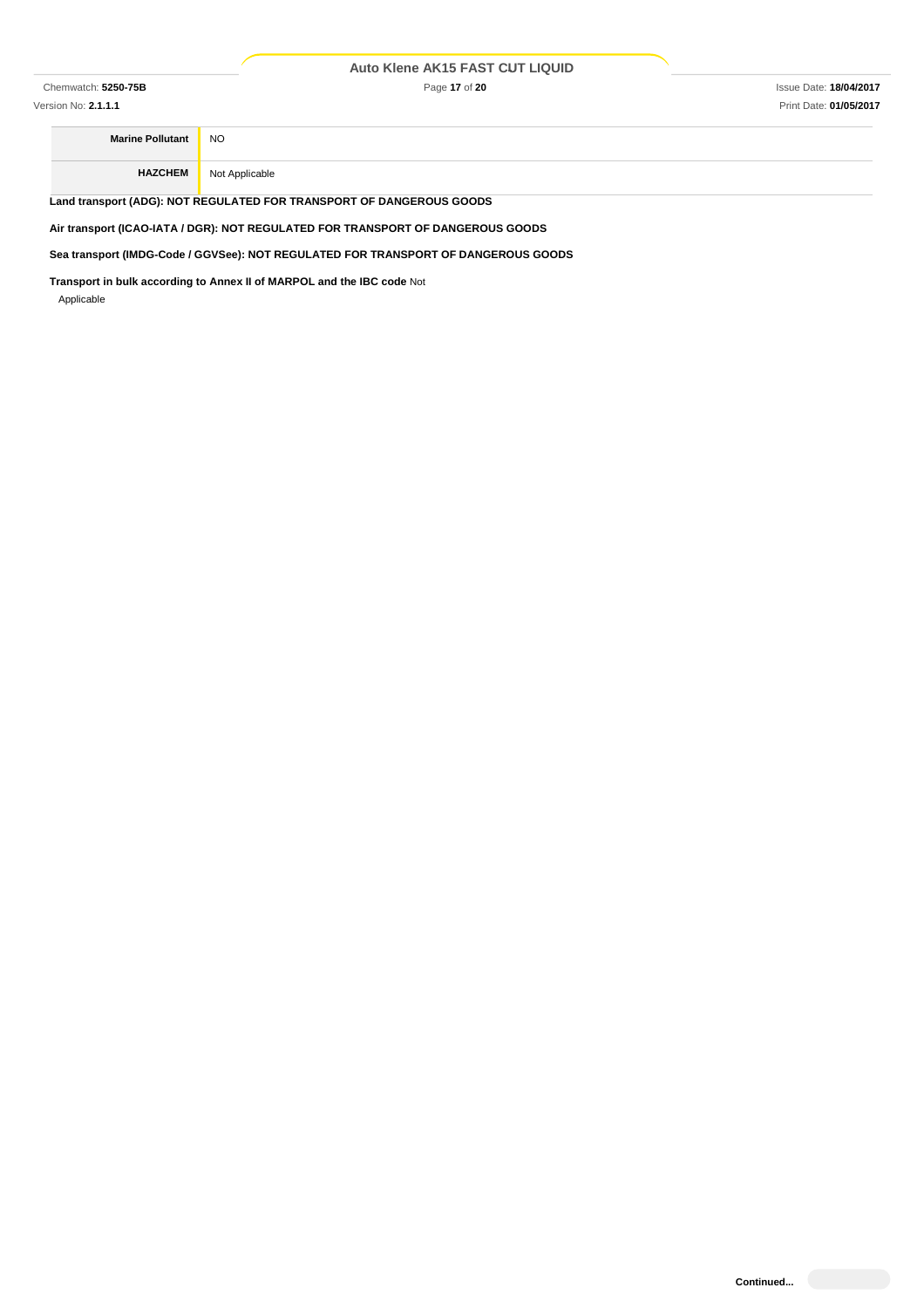| | |
|---|---|
| **Marine Pollutant** | NO |
| **HAZCHEM** | Not Applicable |

**Land transport (ADG): NOT REGULATED FOR TRANSPORT OF DANGEROUS GOODS**

**Air transport (ICAO-IATA / DGR): NOT REGULATED FOR TRANSPORT OF DANGEROUS GOODS**

**Sea transport (IMDG-Code / GGVSee): NOT REGULATED FOR TRANSPORT OF DANGEROUS GOODS**

**Transport in bulk according to Annex II of MARPOL and the IBC code** Not Applicable

Continued...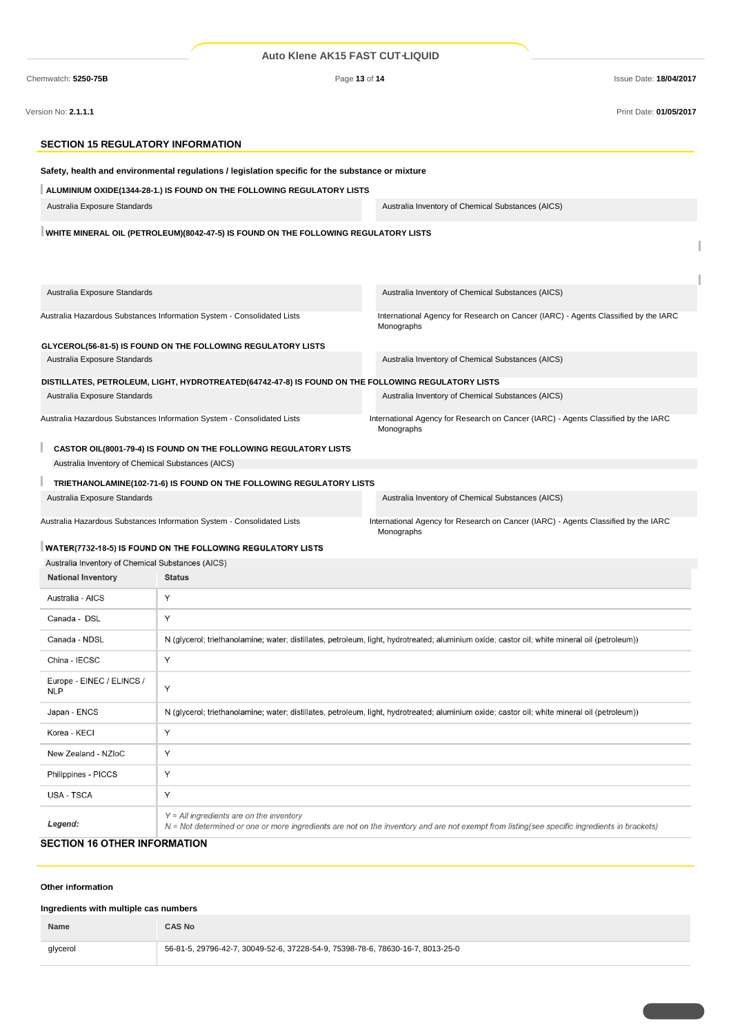## SECTION 15 REGULATORY INFORMATION

**Safety, health and environmental regulations / legislation specific for the substance or mixture**

**ALUMINIUM OXIDE(1344-28-1.) IS FOUND ON THE FOLLOWING REGULATORY LISTS**

| | |
|---|---|
| Australia Exposure Standards | Australia Inventory of Chemical Substances (AICS) |

**WHITE MINERAL OIL (PETROLEUM)(8042-47-5) IS FOUND ON THE FOLLOWING REGULATORY LISTS**

| | |
|---|---|
| Australia Exposure Standards | Australia Inventory of Chemical Substances (AICS) |
| Australia Hazardous Substances Information System - Consolidated Lists | International Agency for Research on Cancer (IARC) - Agents Classified by the IARC Monographs |

**GLYCEROL(56-81-5) IS FOUND ON THE FOLLOWING REGULATORY LISTS**

| | |
|---|---|
| Australia Exposure Standards | Australia Inventory of Chemical Substances (AICS) |

**DISTILLATES, PETROLEUM, LIGHT, HYDROTREATED(64742-47-8) IS FOUND ON THE FOLLOWING REGULATORY LISTS**

| | |
|---|---|
| Australia Exposure Standards | Australia Inventory of Chemical Substances (AICS) |
| Australia Hazardous Substances Information System - Consolidated Lists | International Agency for Research on Cancer (IARC) - Agents Classified by the IARC Monographs |

**CASTOR OIL(8001-79-4) IS FOUND ON THE FOLLOWING REGULATORY LISTS**

Australia Inventory of Chemical Substances (AICS)

**TRIETHANOLAMINE(102-71-6) IS FOUND ON THE FOLLOWING REGULATORY LISTS**

| | |
|---|---|
| Australia Exposure Standards | Australia Inventory of Chemical Substances (AICS) |
| Australia Hazardous Substances Information System - Consolidated Lists | International Agency for Research on Cancer (IARC) - Agents Classified by the IARC Monographs |

**WATER(7732-18-5) IS FOUND ON THE FOLLOWING REGULATORY LISTS**

Australia Inventory of Chemical Substances (AICS)

| National Inventory | Status |
|---|---|
| Australia - AICS | Y |
| Canada - DSL | Y |
| Canada - NDSL | N (glycerol; triethanolamine; water; distillates, petroleum, light, hydrotreated; aluminium oxide; castor oil; white mineral oil (petroleum)) |
| China - IECSC | Y |
| Europe - EINEC / ELINCS / NLP | Y |
| Japan - ENCS | N (glycerol; triethanolamine; water; distillates, petroleum, light, hydrotreated; aluminium oxide; castor oil; white mineral oil (petroleum)) |
| Korea - KECI | Y |
| New Zealand - NZIoC | Y |
| Philippines - PICCS | Y |
| USA - TSCA | Y |
| *Legend:* | *Y = All ingredients are on the inventory*<br>*N = Not determined or one or more ingredients are not on the inventory and are not exempt from listing(see specific ingredients in brackets)* |

## SECTION 16 OTHER INFORMATION

**Other information**

**Ingredients with multiple cas numbers**

| Name | CAS No |
|---|---|
| glycerol | 56-81-5, 29796-42-7, 30049-52-6, 37228-54-9, 75398-78-6, 78630-16-7, 8013-25-0 |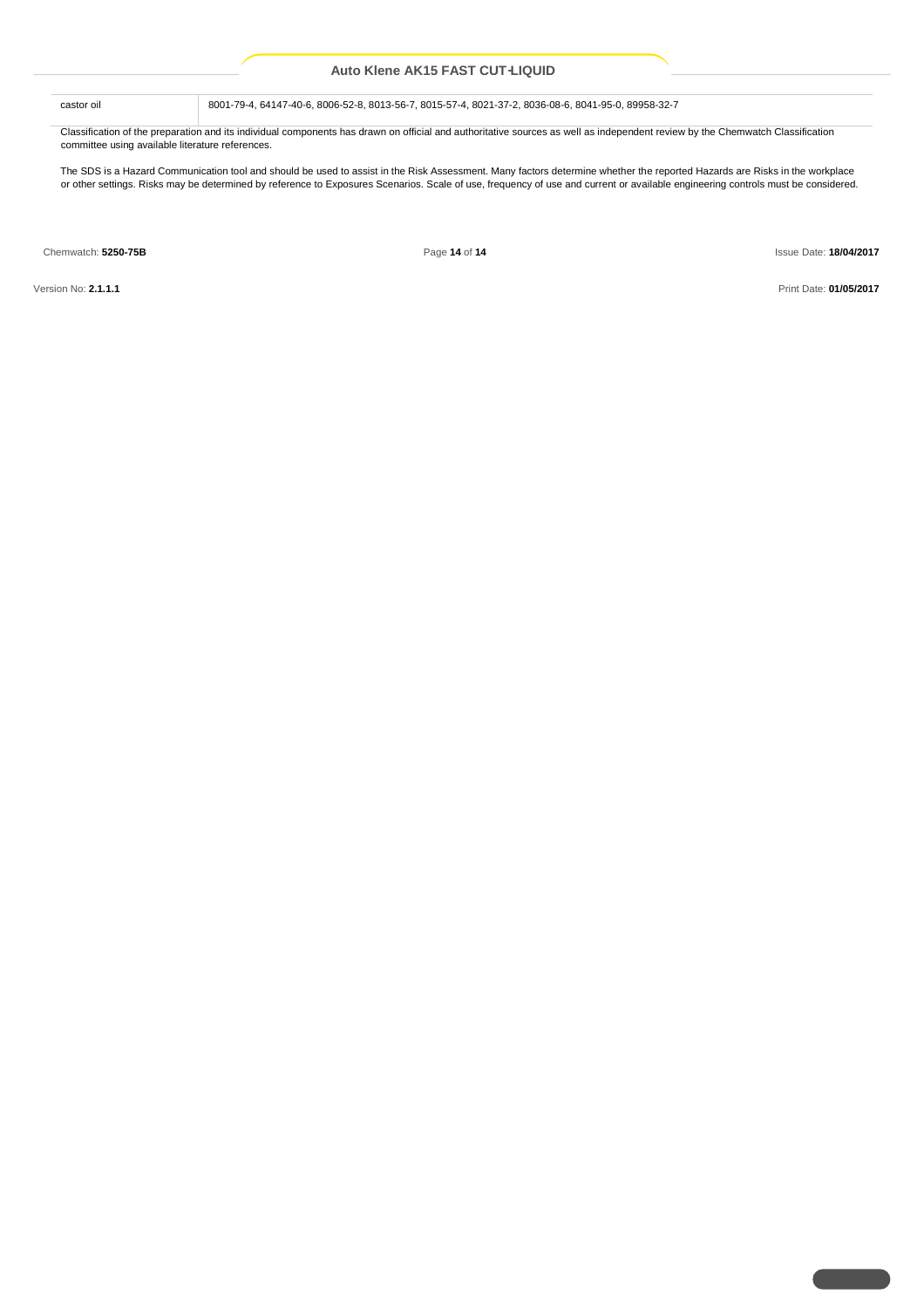| | |
|---|---|
| castor oil | 8001-79-4, 64147-40-6, 8006-52-8, 8013-56-7, 8015-57-4, 8021-37-2, 8036-08-6, 8041-95-0, 89958-32-7 |

Classification of the preparation and its individual components has drawn on official and authoritative sources as well as independent review by the Chemwatch Classification committee using available literature references.

The SDS is a Hazard Communication tool and should be used to assist in the Risk Assessment. Many factors determine whether the reported Hazards are Risks in the workplace or other settings. Risks may be determined by reference to Exposures Scenarios. Scale of use, frequency of use and current or available engineering controls must be considered.